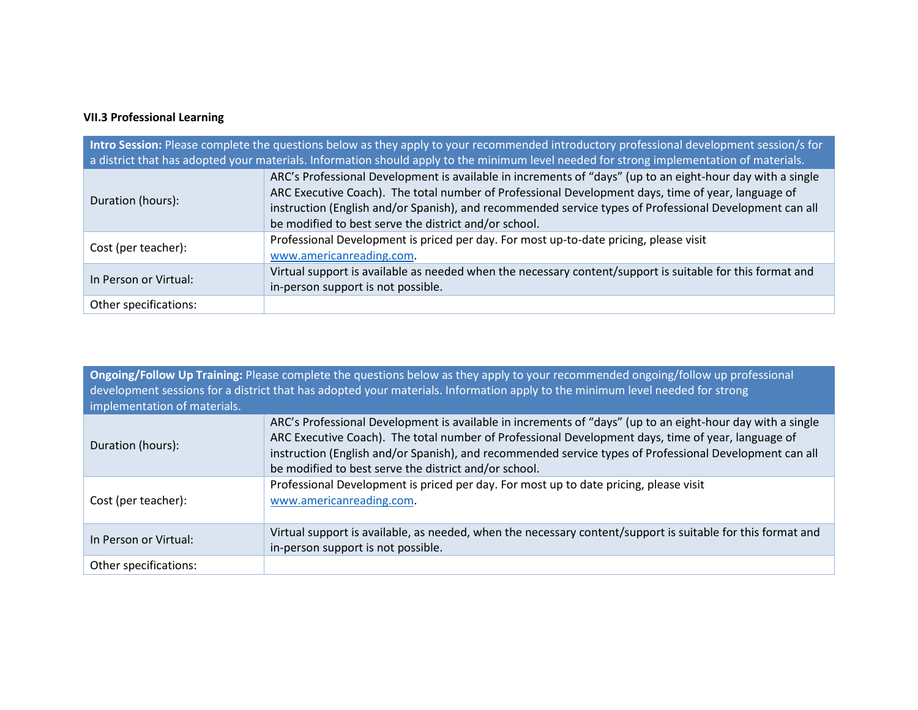### VII.3 Professional Learning

| **Intro Session:** Please complete the questions below as they apply to your recommended introductory professional development session/s for a district that has adopted your materials. Information should apply to the minimum level needed for strong implementation of materials. | |
|---|---|
| Duration (hours): | ARC's Professional Development is available in increments of "days" (up to an eight-hour day with a single ARC Executive Coach). The total number of Professional Development days, time of year, language of instruction (English and/or Spanish), and recommended service types of Professional Development can all be modified to best serve the district and/or school. |
| Cost (per teacher): | Professional Development is priced per day. For most up-to-date pricing, please visit www.americanreading.com. |
| In Person or Virtual: | Virtual support is available as needed when the necessary content/support is suitable for this format and in-person support is not possible. |
| Other specifications: | |

| **Ongoing/Follow Up Training:** Please complete the questions below as they apply to your recommended ongoing/follow up professional development sessions for a district that has adopted your materials. Information apply to the minimum level needed for strong implementation of materials. | |
|---|---|
| Duration (hours): | ARC's Professional Development is available in increments of "days" (up to an eight-hour day with a single ARC Executive Coach). The total number of Professional Development days, time of year, language of instruction (English and/or Spanish), and recommended service types of Professional Development can all be modified to best serve the district and/or school. |
| Cost (per teacher): | Professional Development is priced per day. For most up to date pricing, please visit www.americanreading.com. |
| In Person or Virtual: | Virtual support is available, as needed, when the necessary content/support is suitable for this format and in-person support is not possible. |
| Other specifications: | |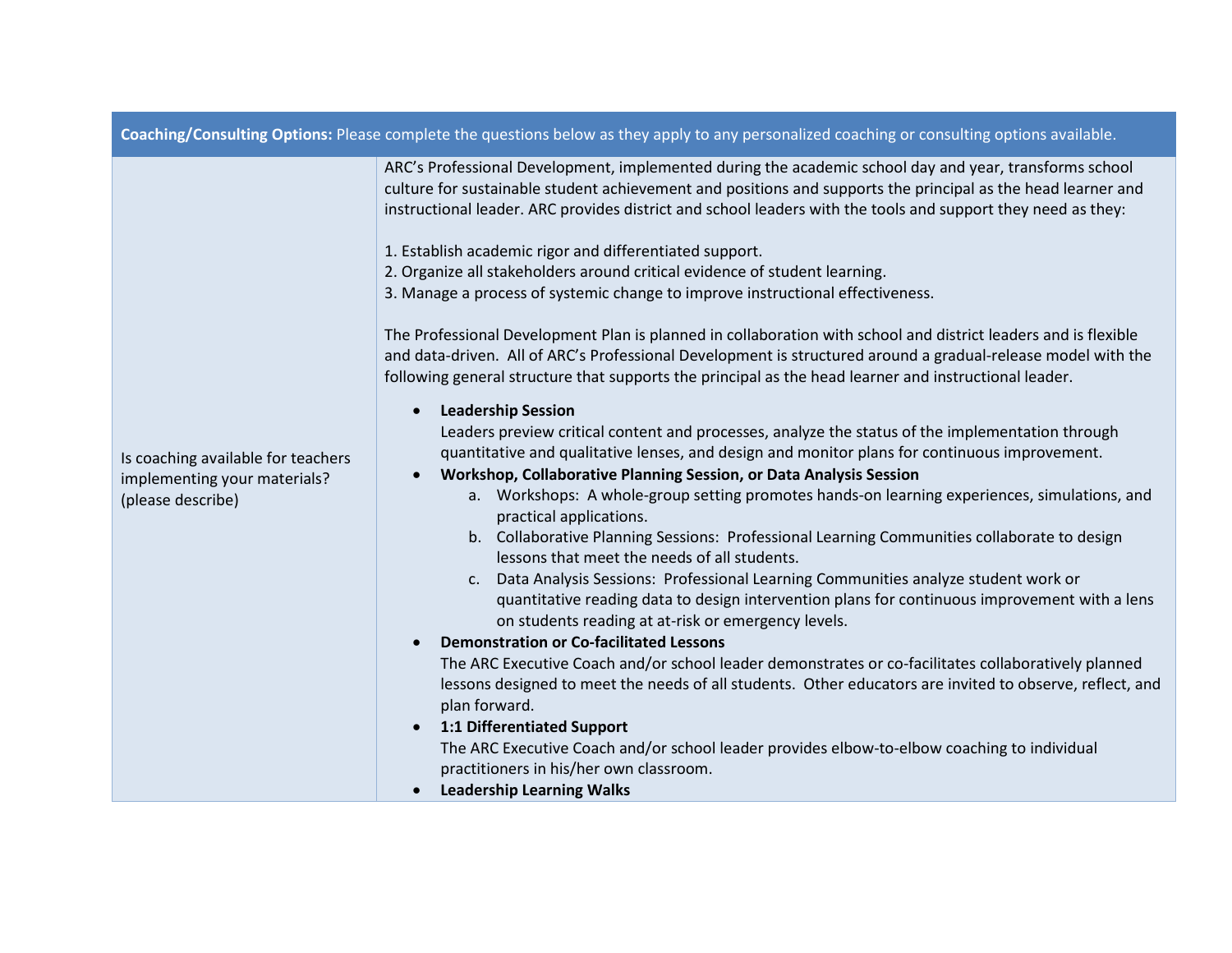| **Coaching/Consulting Options:** Please complete the questions below as they apply to any personalized coaching or consulting options available. | |
|---|---|
| Is coaching available for teachers implementing your materials? (please describe) | ARC's Professional Development, implemented during the academic school day and year, transforms school culture for sustainable student achievement and positions and supports the principal as the head learner and instructional leader. ARC provides district and school leaders with the tools and support they need as they:<br><br>1. Establish academic rigor and differentiated support.<br>2. Organize all stakeholders around critical evidence of student learning.<br>3. Manage a process of systemic change to improve instructional effectiveness.<br><br>The Professional Development Plan is planned in collaboration with school and district leaders and is flexible and data-driven. All of ARC's Professional Development is structured around a gradual-release model with the following general structure that supports the principal as the head learner and instructional leader.<br><br>• **Leadership Session**<br>Leaders preview critical content and processes, analyze the status of the implementation through quantitative and qualitative lenses, and design and monitor plans for continuous improvement.<br>• **Workshop, Collaborative Planning Session, or Data Analysis Session**<br>a. Workshops: A whole-group setting promotes hands-on learning experiences, simulations, and practical applications.<br>b. Collaborative Planning Sessions: Professional Learning Communities collaborate to design lessons that meet the needs of all students.<br>c. Data Analysis Sessions: Professional Learning Communities analyze student work or quantitative reading data to design intervention plans for continuous improvement with a lens on students reading at at-risk or emergency levels.<br>• **Demonstration or Co-facilitated Lessons**<br>The ARC Executive Coach and/or school leader demonstrates or co-facilitates collaboratively planned lessons designed to meet the needs of all students. Other educators are invited to observe, reflect, and plan forward.<br>• **1:1 Differentiated Support**<br>The ARC Executive Coach and/or school leader provides elbow-to-elbow coaching to individual practitioners in his/her own classroom.<br>• **Leadership Learning Walks** |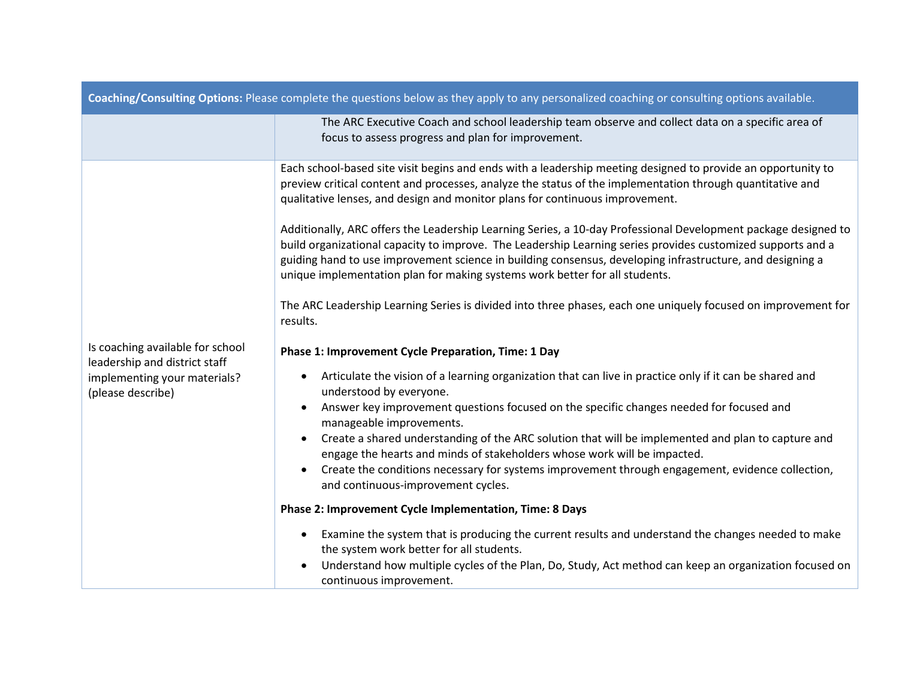| **Coaching/Consulting Options:** Please complete the questions below as they apply to any personalized coaching or consulting options available. | |
|---|---|
| | The ARC Executive Coach and school leadership team observe and collect data on a specific area of focus to assess progress and plan for improvement. |
| Is coaching available for school leadership and district staff implementing your materials? (please describe) | Each school-based site visit begins and ends with a leadership meeting designed to provide an opportunity to preview critical content and processes, analyze the status of the implementation through quantitative and qualitative lenses, and design and monitor plans for continuous improvement.<br><br>Additionally, ARC offers the Leadership Learning Series, a 10-day Professional Development package designed to build organizational capacity to improve. The Leadership Learning series provides customized supports and a guiding hand to use improvement science in building consensus, developing infrastructure, and designing a unique implementation plan for making systems work better for all students.<br><br>The ARC Leadership Learning Series is divided into three phases, each one uniquely focused on improvement for results.<br><br>**Phase 1: Improvement Cycle Preparation, Time: 1 Day**<br>• Articulate the vision of a learning organization that can live in practice only if it can be shared and understood by everyone.<br>• Answer key improvement questions focused on the specific changes needed for focused and manageable improvements.<br>• Create a shared understanding of the ARC solution that will be implemented and plan to capture and engage the hearts and minds of stakeholders whose work will be impacted.<br>• Create the conditions necessary for systems improvement through engagement, evidence collection, and continuous-improvement cycles.<br><br>**Phase 2: Improvement Cycle Implementation, Time: 8 Days**<br>• Examine the system that is producing the current results and understand the changes needed to make the system work better for all students.<br>• Understand how multiple cycles of the Plan, Do, Study, Act method can keep an organization focused on continuous improvement. |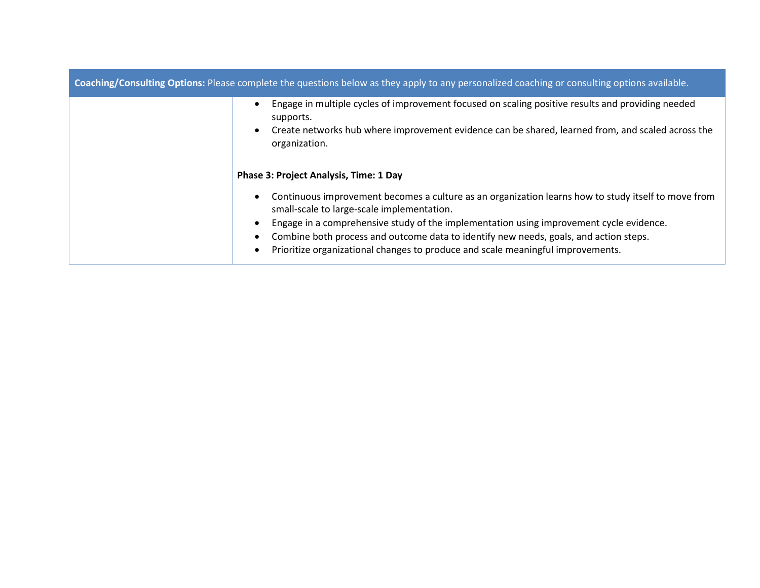| **Coaching/Consulting Options:** Please complete the questions below as they apply to any personalized coaching or consulting options available. | |
|---|---|
| | • Engage in multiple cycles of improvement focused on scaling positive results and providing needed supports.<br>• Create networks hub where improvement evidence can be shared, learned from, and scaled across the organization.<br><br>**Phase 3: Project Analysis, Time: 1 Day**<br><br>• Continuous improvement becomes a culture as an organization learns how to study itself to move from small-scale to large-scale implementation.<br>• Engage in a comprehensive study of the implementation using improvement cycle evidence.<br>• Combine both process and outcome data to identify new needs, goals, and action steps.<br>• Prioritize organizational changes to produce and scale meaningful improvements. |